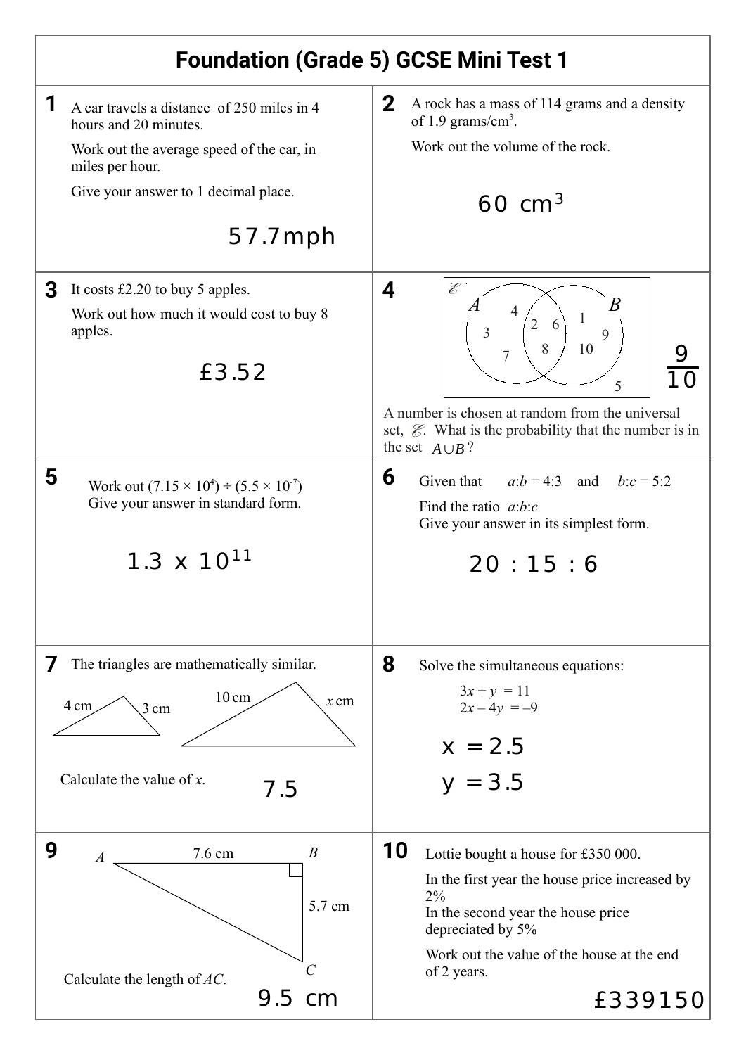# Foundation (Grade 5) GCSE Mini Test 1

**1** A car travels a distance of 250 miles in 4 hours and 20 minutes.

Work out the average speed of the car, in miles per hour.

Give your answer to 1 decimal place.

57.7mph

**2** A rock has a mass of 114 grams and a density of 1.9 grams/cm$^3$.

Work out the volume of the rock.

60 cm$^3$

**3** It costs £2.20 to buy 5 apples.

Work out how much it would cost to buy 8 apples.

£3.52

**4** Venn diagram: $\mathscr{E}$, sets $A$ and $B$.
- $A$ only: 4, 3, 7
- $A \cap B$: 2, 6, 8
- $B$ only: 1, 9, 10
- Outside: 5

$\frac{9}{10}$

A number is chosen at random from the universal set, $\mathscr{E}$. What is the probability that the number is in the set $A \cup B$?

**5** Work out $(7.15 \times 10^4) \div (5.5 \times 10^{-7})$

Give your answer in standard form.

$1.3 \times 10^{11}$

**6** Given that $a:b = 4:3$ and $b:c = 5:2$

Find the ratio $a:b:c$

Give your answer in its simplest form.

20 : 15 : 6

**7** The triangles are mathematically similar.

(Small triangle: sides 4 cm and 3 cm. Large triangle: sides 10 cm and $x$ cm.)

Calculate the value of $x$.

7.5

**8** Solve the simultaneous equations:

$$3x + y = 11$$
$$2x - 4y = -9$$

$x = 2.5$

$y = 3.5$

**9** (Right-angled triangle $ABC$ with right angle at $B$, $AB = 7.6$ cm, $BC = 5.7$ cm.)

Calculate the length of $AC$.

9.5 cm

**10** Lottie bought a house for £350 000.

In the first year the house price increased by 2%

In the second year the house price depreciated by 5%

Work out the value of the house at the end of 2 years.

£339150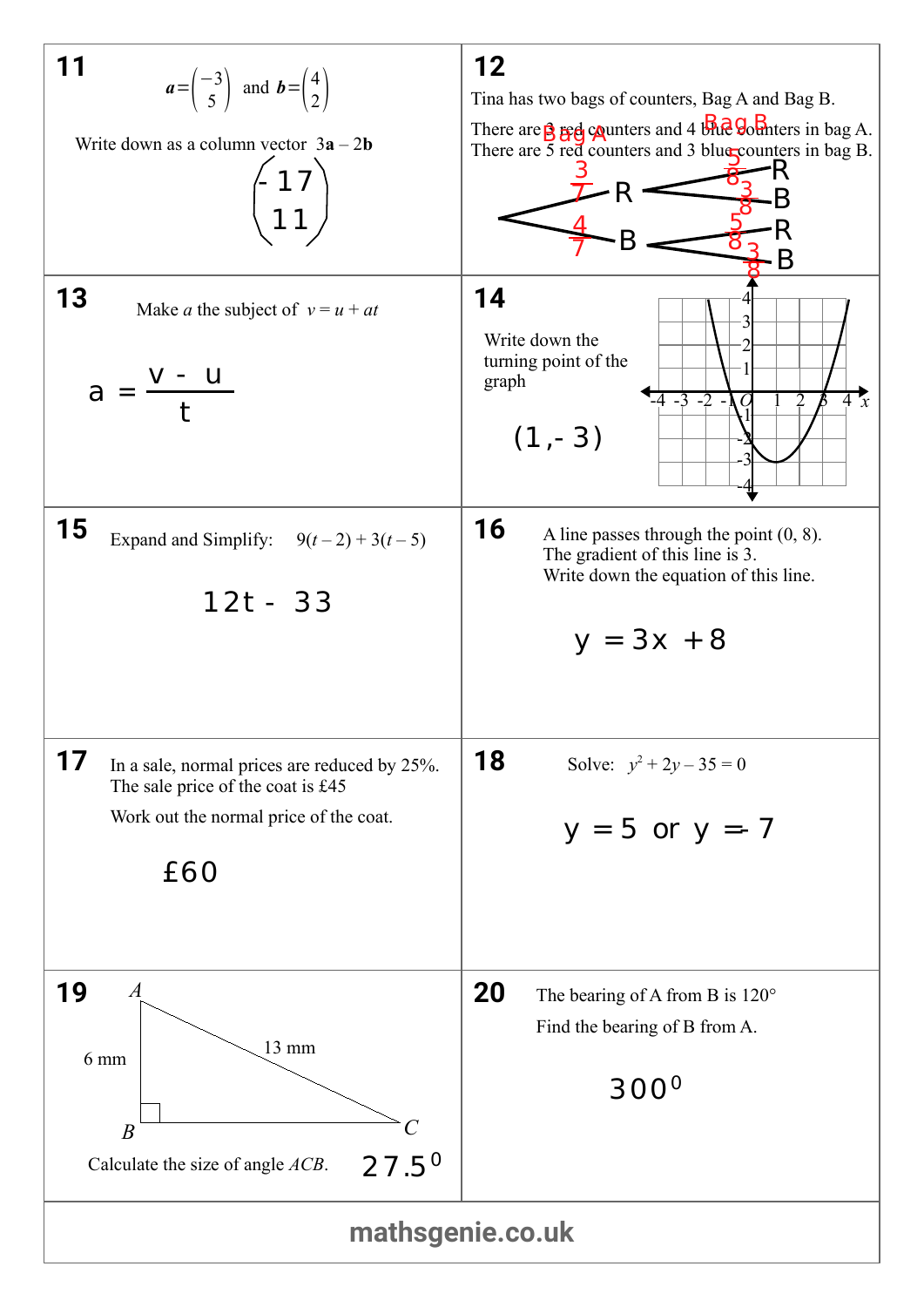## 11

$\mathbf{a} = \begin{pmatrix} -3 \\ 5 \end{pmatrix}$ and $\mathbf{b} = \begin{pmatrix} 4 \\ 2 \end{pmatrix}$

Write down as a column vector $3\mathbf{a} - 2\mathbf{b}$

$$\begin{pmatrix} -17 \\ 11 \end{pmatrix}$$

## 12

Tina has two bags of counters, Bag A and Bag B.

There are 3 red counters and 4 blue counters in bag A.
There are 5 red counters and 3 blue counters in bag B.

Bag A

Bag B

$\frac{3}{7}$ R

$\frac{4}{7}$ B

$\frac{5}{8}$ R

$\frac{3}{8}$ B

$\frac{5}{8}$ R

$\frac{3}{8}$ B

## 13

Make $a$ the subject of $v = u + at$

$$a = \frac{v - u}{t}$$

## 14

Write down the turning point of the graph

4
3
2
1
-4 -3 -2 -1 O 1 2 3 4 x
-1
-2
-3
-4

(1, -3)

## 15

Expand and Simplify: $9(t - 2) + 3(t - 5)$

$12t - 33$

## 16

A line passes through the point (0, 8).
The gradient of this line is 3.
Write down the equation of this line.

$y = 3x + 8$

## 17

In a sale, normal prices are reduced by 25%.
The sale price of the coat is £45

Work out the normal price of the coat.

£60

## 18

Solve: $y^2 + 2y - 35 = 0$

$y = 5$ or $y = -7$

## 19

A

6 mm

13 mm

B

C

Calculate the size of angle *ACB*.

$27.5^0$

## 20

The bearing of A from B is 120°

Find the bearing of B from A.

$300^0$

mathsgenie.co.uk